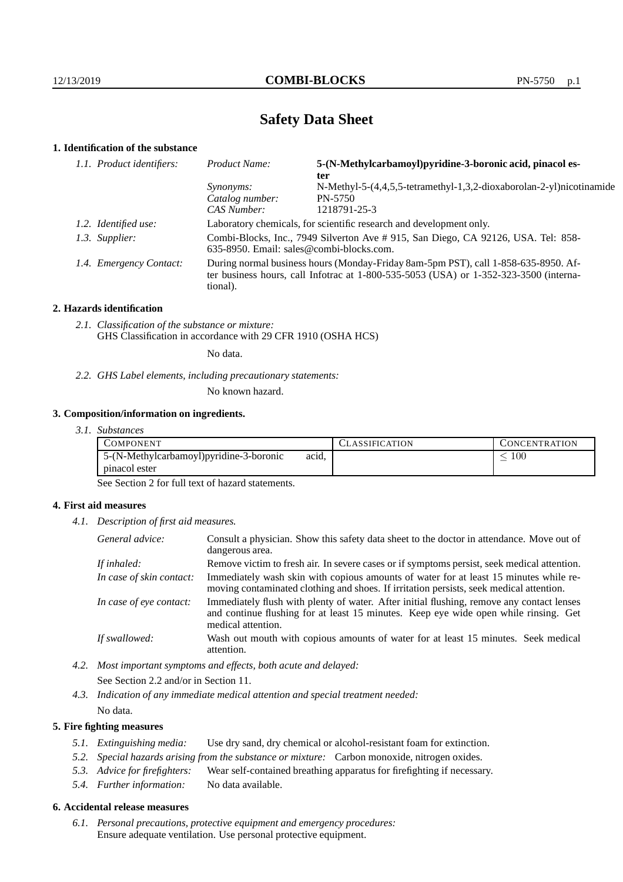# Safety Data Sheet

## 1. Identification of the substance

*1.1. Product identifiers:*

| | |
|---|---|
| *Product Name:* | **5-(N-Methylcarbamoyl)pyridine-3-boronic acid, pinacol ester** |
| *Synonyms:* | N-Methyl-5-(4,4,5,5-tetramethyl-1,3,2-dioxaborolan-2-yl)nicotinamide |
| *Catalog number:* | PN-5750 |
| *CAS Number:* | 1218791-25-3 |

*1.2. Identified use:* Laboratory chemicals, for scientific research and development only.

*1.3. Supplier:* Combi-Blocks, Inc., 7949 Silverton Ave # 915, San Diego, CA 92126, USA. Tel: 858-635-8950. Email: sales@combi-blocks.com.

*1.4. Emergency Contact:* During normal business hours (Monday-Friday 8am-5pm PST), call 1-858-635-8950. After business hours, call Infotrac at 1-800-535-5053 (USA) or 1-352-323-3500 (international).

## 2. Hazards identification

*2.1. Classification of the substance or mixture:*
GHS Classification in accordance with 29 CFR 1910 (OSHA HCS)

No data.

*2.2. GHS Label elements, including precautionary statements:*

No known hazard.

## 3. Composition/information on ingredients.

*3.1. Substances*

| COMPONENT | CLASSIFICATION | CONCENTRATION |
|---|---|---|
| 5-(N-Methylcarbamoyl)pyridine-3-boronic acid, pinacol ester | | $\leq 100$ |

See Section 2 for full text of hazard statements.

## 4. First aid measures

*4.1. Description of first aid measures.*

*General advice:* Consult a physician. Show this safety data sheet to the doctor in attendance. Move out of dangerous area.

*If inhaled:* Remove victim to fresh air. In severe cases or if symptoms persist, seek medical attention.

*In case of skin contact:* Immediately wash skin with copious amounts of water for at least 15 minutes while removing contaminated clothing and shoes. If irritation persists, seek medical attention.

*In case of eye contact:* Immediately flush with plenty of water. After initial flushing, remove any contact lenses and continue flushing for at least 15 minutes. Keep eye wide open while rinsing. Get medical attention.

*If swallowed:* Wash out mouth with copious amounts of water for at least 15 minutes. Seek medical attention.

*4.2. Most important symptoms and effects, both acute and delayed:*

See Section 2.2 and/or in Section 11.

*4.3. Indication of any immediate medical attention and special treatment needed:*

No data.

## 5. Fire fighting measures

*5.1. Extinguishing media:* Use dry sand, dry chemical or alcohol-resistant foam for extinction.

*5.2. Special hazards arising from the substance or mixture:* Carbon monoxide, nitrogen oxides.

*5.3. Advice for firefighters:* Wear self-contained breathing apparatus for firefighting if necessary.

*5.4. Further information:* No data available.

## 6. Accidental release measures

*6.1. Personal precautions, protective equipment and emergency procedures:*
Ensure adequate ventilation. Use personal protective equipment.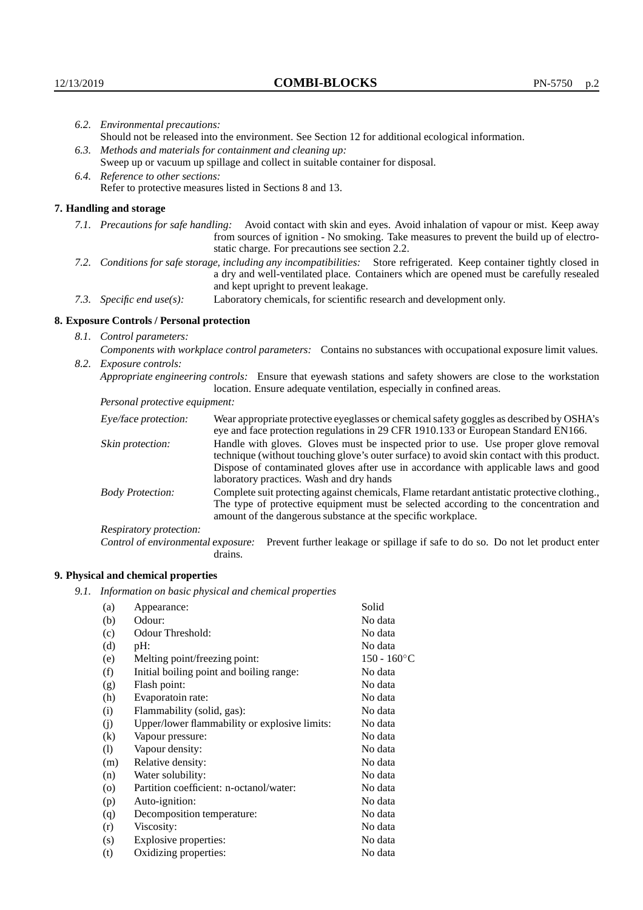*6.2. Environmental precautions:*
Should not be released into the environment. See Section 12 for additional ecological information.

*6.3. Methods and materials for containment and cleaning up:*
Sweep up or vacuum up spillage and collect in suitable container for disposal.

*6.4. Reference to other sections:*
Refer to protective measures listed in Sections 8 and 13.

## 7. Handling and storage

*7.1. Precautions for safe handling:* Avoid contact with skin and eyes. Avoid inhalation of vapour or mist. Keep away from sources of ignition - No smoking. Take measures to prevent the build up of electrostatic charge. For precautions see section 2.2.

*7.2. Conditions for safe storage, including any incompatibilities:* Store refrigerated. Keep container tightly closed in a dry and well-ventilated place. Containers which are opened must be carefully resealed and kept upright to prevent leakage.

*7.3. Specific end use(s):* Laboratory chemicals, for scientific research and development only.

## 8. Exposure Controls / Personal protection

*8.1. Control parameters:*

*Components with workplace control parameters:* Contains no substances with occupational exposure limit values.

*8.2. Exposure controls:*

*Appropriate engineering controls:* Ensure that eyewash stations and safety showers are close to the workstation location. Ensure adequate ventilation, especially in confined areas.

*Personal protective equipment:*

*Eye/face protection:* Wear appropriate protective eyeglasses or chemical safety goggles as described by OSHA's eye and face protection regulations in 29 CFR 1910.133 or European Standard EN166.

*Skin protection:* Handle with gloves. Gloves must be inspected prior to use. Use proper glove removal technique (without touching glove's outer surface) to avoid skin contact with this product. Dispose of contaminated gloves after use in accordance with applicable laws and good laboratory practices. Wash and dry hands

*Body Protection:* Complete suit protecting against chemicals, Flame retardant antistatic protective clothing., The type of protective equipment must be selected according to the concentration and amount of the dangerous substance at the specific workplace.

*Respiratory protection:*

*Control of environmental exposure:* Prevent further leakage or spillage if safe to do so. Do not let product enter drains.

## 9. Physical and chemical properties

*9.1. Information on basic physical and chemical properties*

| | | |
|---|---|---|
| (a) | Appearance: | Solid |
| (b) | Odour: | No data |
| (c) | Odour Threshold: | No data |
| (d) | pH: | No data |
| (e) | Melting point/freezing point: | 150 - 160°C |
| (f) | Initial boiling point and boiling range: | No data |
| (g) | Flash point: | No data |
| (h) | Evaporatoin rate: | No data |
| (i) | Flammability (solid, gas): | No data |
| (j) | Upper/lower flammability or explosive limits: | No data |
| (k) | Vapour pressure: | No data |
| (l) | Vapour density: | No data |
| (m) | Relative density: | No data |
| (n) | Water solubility: | No data |
| (o) | Partition coefficient: n-octanol/water: | No data |
| (p) | Auto-ignition: | No data |
| (q) | Decomposition temperature: | No data |
| (r) | Viscosity: | No data |
| (s) | Explosive properties: | No data |
| (t) | Oxidizing properties: | No data |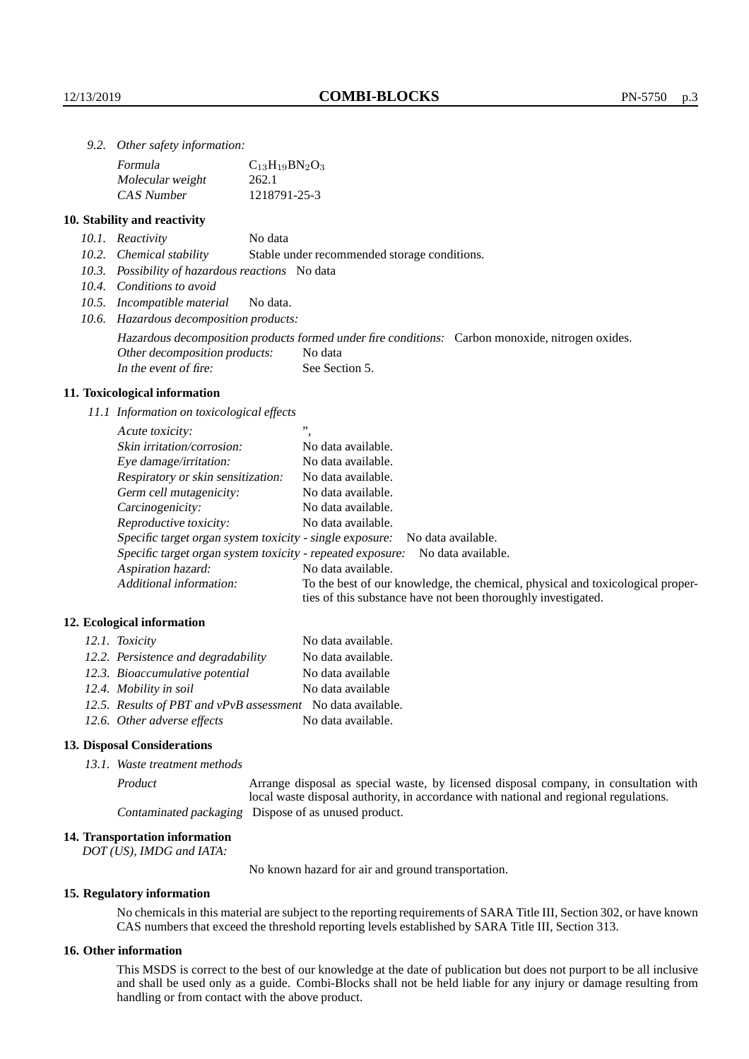*9.2. Other safety information:*

| | |
|---|---|
| *Formula* | $C_{13}H_{19}BN_2O_3$ |
| *Molecular weight* | 262.1 |
| *CAS Number* | 1218791-25-3 |

## 10. Stability and reactivity

*10.1. Reactivity* No data

*10.2. Chemical stability* Stable under recommended storage conditions.

*10.3. Possibility of hazardous reactions* No data

*10.4. Conditions to avoid*

*10.5. Incompatible material* No data.

*10.6. Hazardous decomposition products:*

*Hazardous decomposition products formed under fire conditions:* Carbon monoxide, nitrogen oxides.

*Other decomposition products:* No data

*In the event of fire:* See Section 5.

## 11. Toxicological information

*11.1 Information on toxicological effects*

| | |
|---|---|
| *Acute toxicity:* | ", |
| *Skin irritation/corrosion:* | No data available. |
| *Eye damage/irritation:* | No data available. |
| *Respiratory or skin sensitization:* | No data available. |
| *Germ cell mutagenicity:* | No data available. |
| *Carcinogenicity:* | No data available. |
| *Reproductive toxicity:* | No data available. |
| *Specific target organ system toxicity - single exposure:* | No data available. |
| *Specific target organ system toxicity - repeated exposure:* | No data available. |
| *Aspiration hazard:* | No data available. |
| *Additional information:* | To the best of our knowledge, the chemical, physical and toxicological properties of this substance have not been thoroughly investigated. |

## 12. Ecological information

| | |
|---|---|
| *12.1. Toxicity* | No data available. |
| *12.2. Persistence and degradability* | No data available. |
| *12.3. Bioaccumulative potential* | No data available |
| *12.4. Mobility in soil* | No data available |
| *12.5. Results of PBT and vPvB assessment* | No data available. |
| *12.6. Other adverse effects* | No data available. |

## 13. Disposal Considerations

*13.1. Waste treatment methods*

*Product* Arrange disposal as special waste, by licensed disposal company, in consultation with local waste disposal authority, in accordance with national and regional regulations.

*Contaminated packaging* Dispose of as unused product.

## 14. Transportation information

*DOT (US), IMDG and IATA:*

No known hazard for air and ground transportation.

## 15. Regulatory information

No chemicals in this material are subject to the reporting requirements of SARA Title III, Section 302, or have known CAS numbers that exceed the threshold reporting levels established by SARA Title III, Section 313.

## 16. Other information

This MSDS is correct to the best of our knowledge at the date of publication but does not purport to be all inclusive and shall be used only as a guide. Combi-Blocks shall not be held liable for any injury or damage resulting from handling or from contact with the above product.